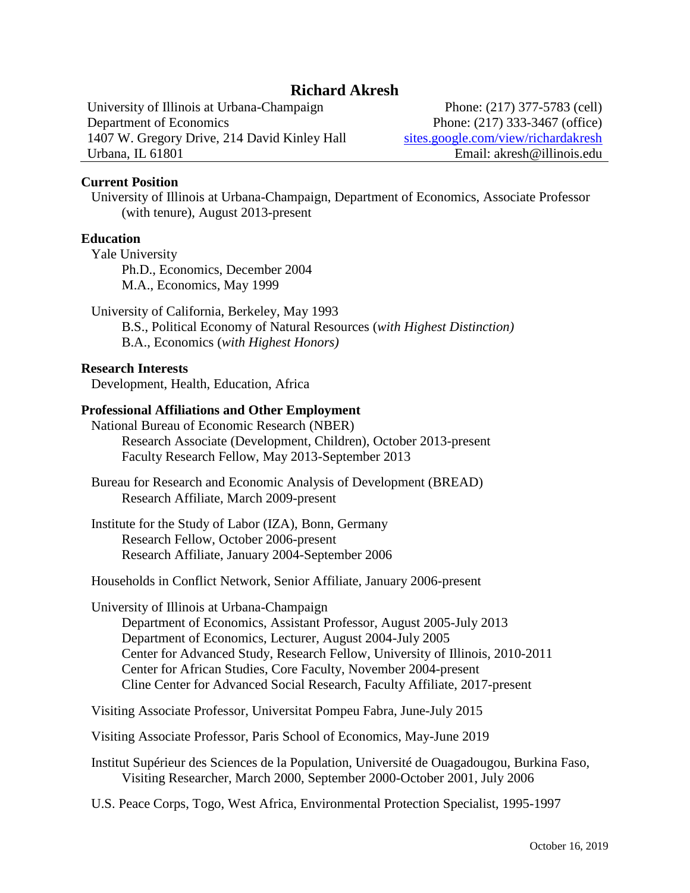# Richard Akresh

University of Illinois at Urbana-Champaign
Department of Economics
1407 W. Gregory Drive, 214 David Kinley Hall
Urbana, IL 61801

Phone: (217) 377-5783 (cell)
Phone: (217) 333-3467 (office)
[sites.google.com/view/richardakresh](https://sites.google.com/view/richardakresh)
Email: akresh@illinois.edu

## Current Position

University of Illinois at Urbana-Champaign, Department of Economics, Associate Professor (with tenure), August 2013-present

## Education

Yale University
- Ph.D., Economics, December 2004
- M.A., Economics, May 1999

University of California, Berkeley, May 1993
- B.S., Political Economy of Natural Resources (*with Highest Distinction)*
- B.A., Economics (*with Highest Honors)*

## Research Interests

Development, Health, Education, Africa

## Professional Affiliations and Other Employment

National Bureau of Economic Research (NBER)
- Research Associate (Development, Children), October 2013-present
- Faculty Research Fellow, May 2013-September 2013

Bureau for Research and Economic Analysis of Development (BREAD)
- Research Affiliate, March 2009-present

Institute for the Study of Labor (IZA), Bonn, Germany
- Research Fellow, October 2006-present
- Research Affiliate, January 2004-September 2006

Households in Conflict Network, Senior Affiliate, January 2006-present

University of Illinois at Urbana-Champaign
- Department of Economics, Assistant Professor, August 2005-July 2013
- Department of Economics, Lecturer, August 2004-July 2005
- Center for Advanced Study, Research Fellow, University of Illinois, 2010-2011
- Center for African Studies, Core Faculty, November 2004-present
- Cline Center for Advanced Social Research, Faculty Affiliate, 2017-present

Visiting Associate Professor, Universitat Pompeu Fabra, June-July 2015

Visiting Associate Professor, Paris School of Economics, May-June 2019

Institut Supérieur des Sciences de la Population, Université de Ouagadougou, Burkina Faso, Visiting Researcher, March 2000, September 2000-October 2001, July 2006

U.S. Peace Corps, Togo, West Africa, Environmental Protection Specialist, 1995-1997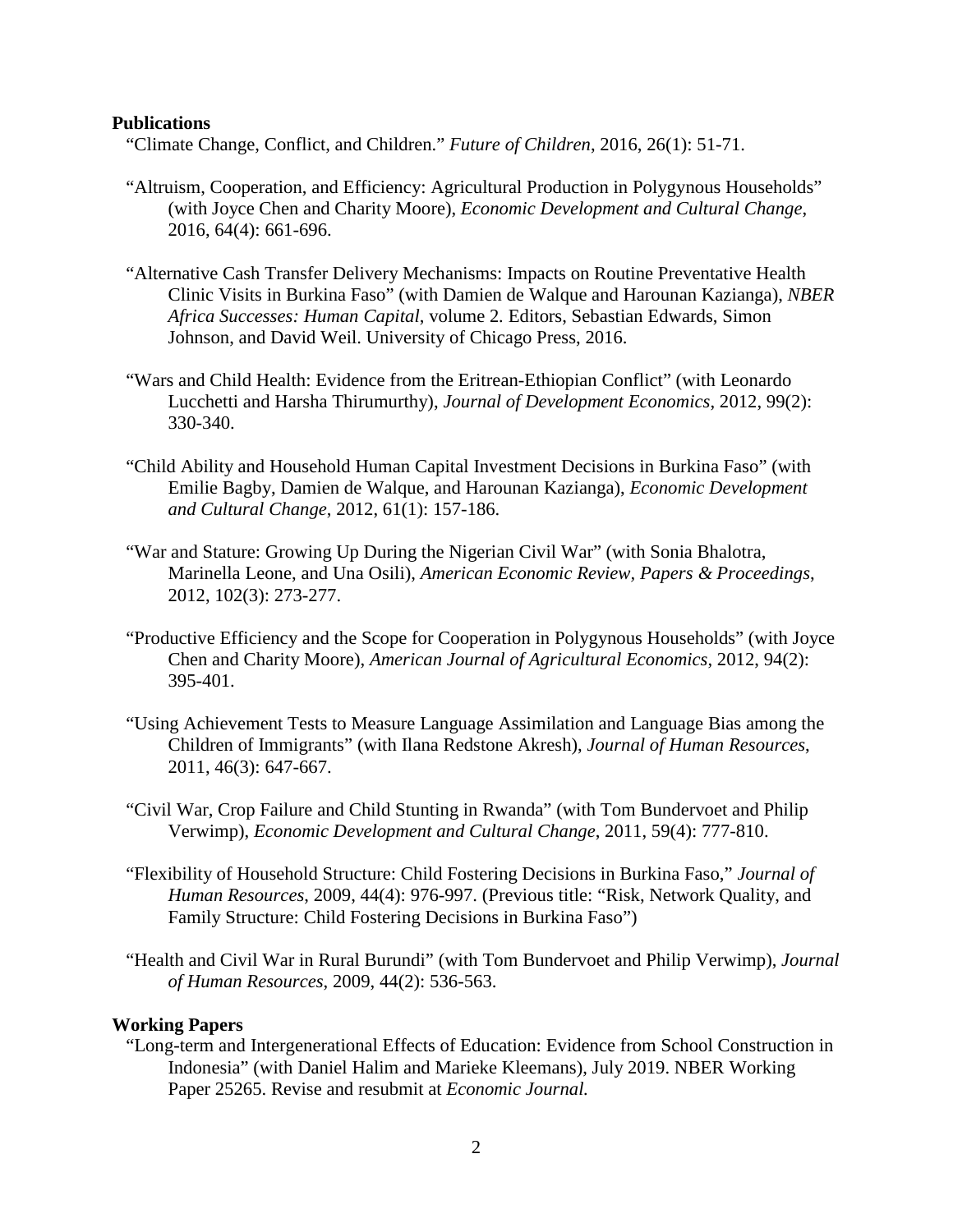**Publications**

"Climate Change, Conflict, and Children." *Future of Children*, 2016, 26(1): 51-71.

"Altruism, Cooperation, and Efficiency: Agricultural Production in Polygynous Households" (with Joyce Chen and Charity Moore), *Economic Development and Cultural Change*, 2016, 64(4): 661-696.

"Alternative Cash Transfer Delivery Mechanisms: Impacts on Routine Preventative Health Clinic Visits in Burkina Faso" (with Damien de Walque and Harounan Kazianga), *NBER Africa Successes: Human Capital*, volume 2. Editors, Sebastian Edwards, Simon Johnson, and David Weil. University of Chicago Press, 2016.

"Wars and Child Health: Evidence from the Eritrean-Ethiopian Conflict" (with Leonardo Lucchetti and Harsha Thirumurthy), *Journal of Development Economics*, 2012, 99(2): 330-340.

"Child Ability and Household Human Capital Investment Decisions in Burkina Faso" (with Emilie Bagby, Damien de Walque, and Harounan Kazianga), *Economic Development and Cultural Change*, 2012, 61(1): 157-186.

"War and Stature: Growing Up During the Nigerian Civil War" (with Sonia Bhalotra, Marinella Leone, and Una Osili), *American Economic Review, Papers & Proceedings*, 2012, 102(3): 273-277.

"Productive Efficiency and the Scope for Cooperation in Polygynous Households" (with Joyce Chen and Charity Moore), *American Journal of Agricultural Economics*, 2012, 94(2): 395-401.

"Using Achievement Tests to Measure Language Assimilation and Language Bias among the Children of Immigrants" (with Ilana Redstone Akresh), *Journal of Human Resources*, 2011, 46(3): 647-667.

"Civil War, Crop Failure and Child Stunting in Rwanda" (with Tom Bundervoet and Philip Verwimp), *Economic Development and Cultural Change*, 2011, 59(4): 777-810.

"Flexibility of Household Structure: Child Fostering Decisions in Burkina Faso," *Journal of Human Resources*, 2009, 44(4): 976-997. (Previous title: "Risk, Network Quality, and Family Structure: Child Fostering Decisions in Burkina Faso")

"Health and Civil War in Rural Burundi" (with Tom Bundervoet and Philip Verwimp), *Journal of Human Resources*, 2009, 44(2): 536-563.

**Working Papers**

"Long-term and Intergenerational Effects of Education: Evidence from School Construction in Indonesia" (with Daniel Halim and Marieke Kleemans), July 2019. NBER Working Paper 25265. Revise and resubmit at *Economic Journal.*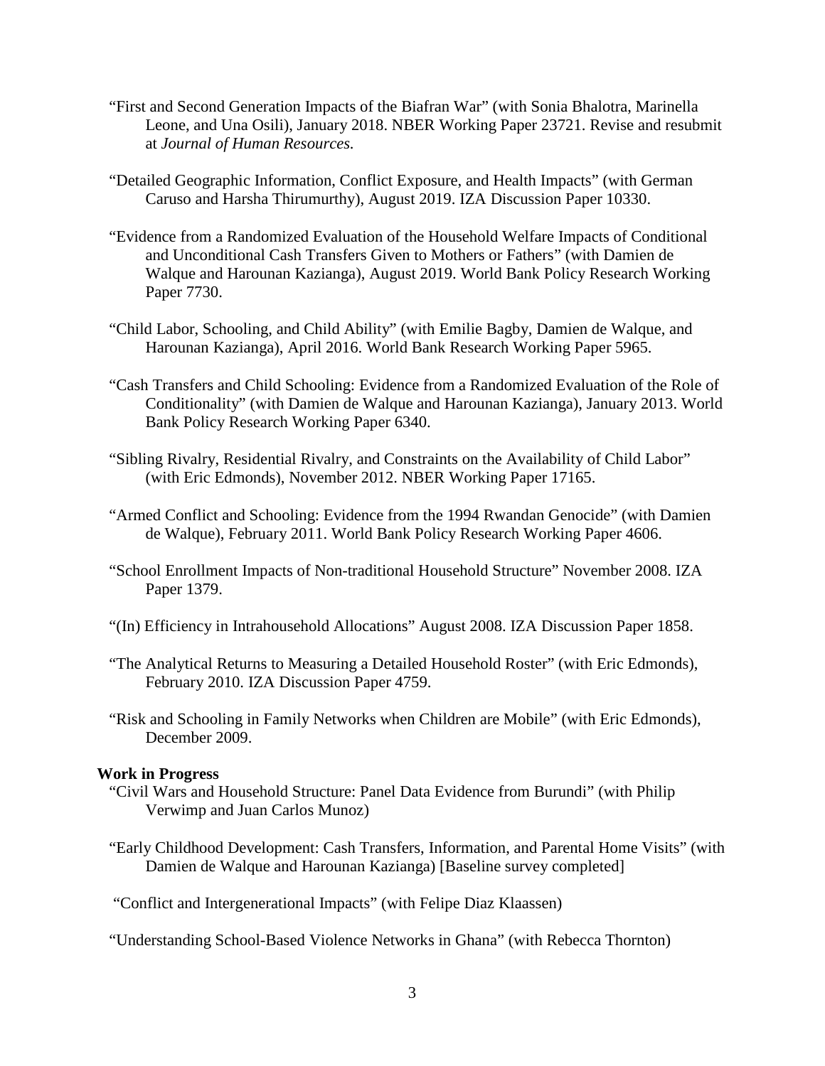"First and Second Generation Impacts of the Biafran War" (with Sonia Bhalotra, Marinella Leone, and Una Osili), January 2018. NBER Working Paper 23721. Revise and resubmit at *Journal of Human Resources.*

"Detailed Geographic Information, Conflict Exposure, and Health Impacts" (with German Caruso and Harsha Thirumurthy), August 2019. IZA Discussion Paper 10330.

"Evidence from a Randomized Evaluation of the Household Welfare Impacts of Conditional and Unconditional Cash Transfers Given to Mothers or Fathers" (with Damien de Walque and Harounan Kazianga), August 2019. World Bank Policy Research Working Paper 7730.

"Child Labor, Schooling, and Child Ability" (with Emilie Bagby, Damien de Walque, and Harounan Kazianga), April 2016. World Bank Research Working Paper 5965.

"Cash Transfers and Child Schooling: Evidence from a Randomized Evaluation of the Role of Conditionality" (with Damien de Walque and Harounan Kazianga), January 2013. World Bank Policy Research Working Paper 6340.

"Sibling Rivalry, Residential Rivalry, and Constraints on the Availability of Child Labor" (with Eric Edmonds), November 2012. NBER Working Paper 17165.

"Armed Conflict and Schooling: Evidence from the 1994 Rwandan Genocide" (with Damien de Walque), February 2011. World Bank Policy Research Working Paper 4606.

"School Enrollment Impacts of Non-traditional Household Structure" November 2008. IZA Paper 1379.

"(In) Efficiency in Intrahousehold Allocations" August 2008. IZA Discussion Paper 1858.

"The Analytical Returns to Measuring a Detailed Household Roster" (with Eric Edmonds), February 2010. IZA Discussion Paper 4759.

"Risk and Schooling in Family Networks when Children are Mobile" (with Eric Edmonds), December 2009.

**Work in Progress**

"Civil Wars and Household Structure: Panel Data Evidence from Burundi" (with Philip Verwimp and Juan Carlos Munoz)

"Early Childhood Development: Cash Transfers, Information, and Parental Home Visits" (with Damien de Walque and Harounan Kazianga) [Baseline survey completed]

"Conflict and Intergenerational Impacts" (with Felipe Diaz Klaassen)

"Understanding School-Based Violence Networks in Ghana" (with Rebecca Thornton)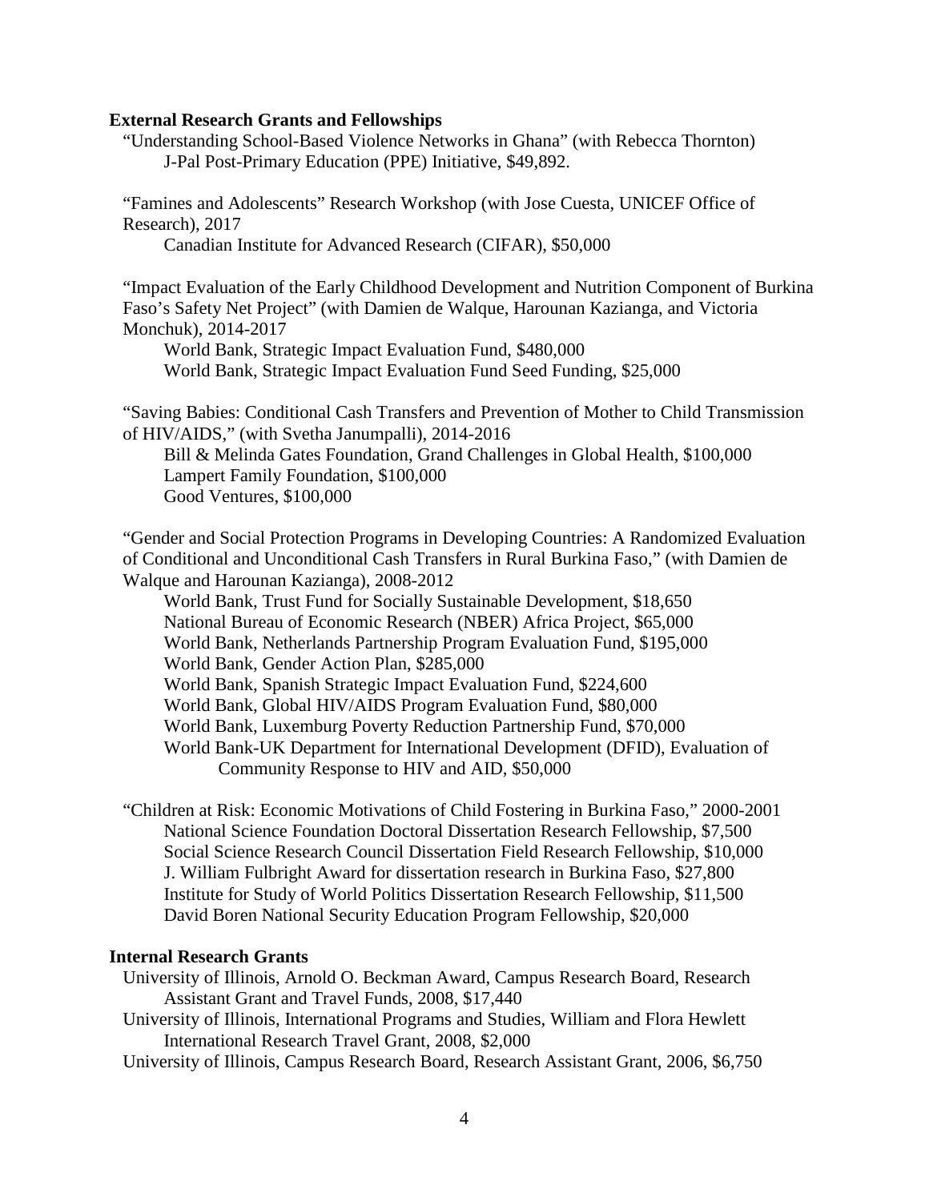**External Research Grants and Fellowships**

"Understanding School-Based Violence Networks in Ghana" (with Rebecca Thornton)
J-Pal Post-Primary Education (PPE) Initiative, $49,892.

"Famines and Adolescents" Research Workshop (with Jose Cuesta, UNICEF Office of Research), 2017
Canadian Institute for Advanced Research (CIFAR), $50,000

"Impact Evaluation of the Early Childhood Development and Nutrition Component of Burkina Faso's Safety Net Project" (with Damien de Walque, Harounan Kazianga, and Victoria Monchuk), 2014-2017
World Bank, Strategic Impact Evaluation Fund, $480,000
World Bank, Strategic Impact Evaluation Fund Seed Funding, $25,000

"Saving Babies: Conditional Cash Transfers and Prevention of Mother to Child Transmission of HIV/AIDS," (with Svetha Janumpalli), 2014-2016
Bill & Melinda Gates Foundation, Grand Challenges in Global Health, $100,000
Lampert Family Foundation, $100,000
Good Ventures, $100,000

"Gender and Social Protection Programs in Developing Countries: A Randomized Evaluation of Conditional and Unconditional Cash Transfers in Rural Burkina Faso," (with Damien de Walque and Harounan Kazianga), 2008-2012
World Bank, Trust Fund for Socially Sustainable Development, $18,650
National Bureau of Economic Research (NBER) Africa Project, $65,000
World Bank, Netherlands Partnership Program Evaluation Fund, $195,000
World Bank, Gender Action Plan, $285,000
World Bank, Spanish Strategic Impact Evaluation Fund, $224,600
World Bank, Global HIV/AIDS Program Evaluation Fund, $80,000
World Bank, Luxemburg Poverty Reduction Partnership Fund, $70,000
World Bank-UK Department for International Development (DFID), Evaluation of Community Response to HIV and AID, $50,000

"Children at Risk: Economic Motivations of Child Fostering in Burkina Faso," 2000-2001
National Science Foundation Doctoral Dissertation Research Fellowship, $7,500
Social Science Research Council Dissertation Field Research Fellowship, $10,000
J. William Fulbright Award for dissertation research in Burkina Faso, $27,800
Institute for Study of World Politics Dissertation Research Fellowship, $11,500
David Boren National Security Education Program Fellowship, $20,000

**Internal Research Grants**

University of Illinois, Arnold O. Beckman Award, Campus Research Board, Research Assistant Grant and Travel Funds, 2008, $17,440
University of Illinois, International Programs and Studies, William and Flora Hewlett International Research Travel Grant, 2008, $2,000
University of Illinois, Campus Research Board, Research Assistant Grant, 2006, $6,750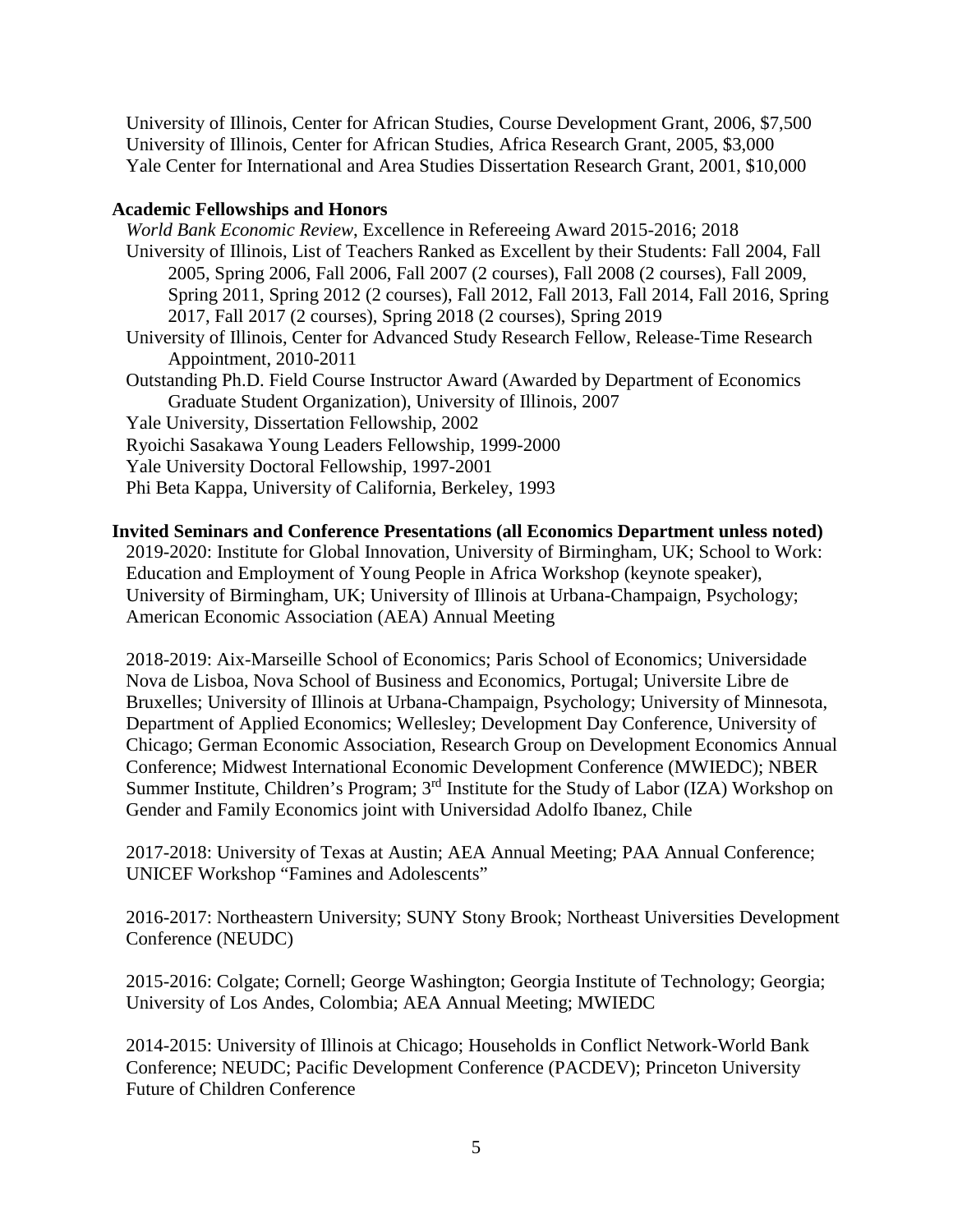University of Illinois, Center for African Studies, Course Development Grant, 2006, $7,500
University of Illinois, Center for African Studies, Africa Research Grant, 2005, $3,000
Yale Center for International and Area Studies Dissertation Research Grant, 2001, $10,000

**Academic Fellowships and Honors**

*World Bank Economic Review*, Excellence in Refereeing Award 2015-2016; 2018

University of Illinois, List of Teachers Ranked as Excellent by their Students: Fall 2004, Fall 2005, Spring 2006, Fall 2006, Fall 2007 (2 courses), Fall 2008 (2 courses), Fall 2009, Spring 2011, Spring 2012 (2 courses), Fall 2012, Fall 2013, Fall 2014, Fall 2016, Spring 2017, Fall 2017 (2 courses), Spring 2018 (2 courses), Spring 2019

University of Illinois, Center for Advanced Study Research Fellow, Release-Time Research Appointment, 2010-2011

Outstanding Ph.D. Field Course Instructor Award (Awarded by Department of Economics Graduate Student Organization), University of Illinois, 2007

Yale University, Dissertation Fellowship, 2002

Ryoichi Sasakawa Young Leaders Fellowship, 1999-2000

Yale University Doctoral Fellowship, 1997-2001

Phi Beta Kappa, University of California, Berkeley, 1993

**Invited Seminars and Conference Presentations (all Economics Department unless noted)**

2019-2020: Institute for Global Innovation, University of Birmingham, UK; School to Work: Education and Employment of Young People in Africa Workshop (keynote speaker), University of Birmingham, UK; University of Illinois at Urbana-Champaign, Psychology; American Economic Association (AEA) Annual Meeting

2018-2019: Aix-Marseille School of Economics; Paris School of Economics; Universidade Nova de Lisboa, Nova School of Business and Economics, Portugal; Universite Libre de Bruxelles; University of Illinois at Urbana-Champaign, Psychology; University of Minnesota, Department of Applied Economics; Wellesley; Development Day Conference, University of Chicago; German Economic Association, Research Group on Development Economics Annual Conference; Midwest International Economic Development Conference (MWIEDC); NBER Summer Institute, Children's Program; 3rd Institute for the Study of Labor (IZA) Workshop on Gender and Family Economics joint with Universidad Adolfo Ibanez, Chile

2017-2018: University of Texas at Austin; AEA Annual Meeting; PAA Annual Conference; UNICEF Workshop "Famines and Adolescents"

2016-2017: Northeastern University; SUNY Stony Brook; Northeast Universities Development Conference (NEUDC)

2015-2016: Colgate; Cornell; George Washington; Georgia Institute of Technology; Georgia; University of Los Andes, Colombia; AEA Annual Meeting; MWIEDC

2014-2015: University of Illinois at Chicago; Households in Conflict Network-World Bank Conference; NEUDC; Pacific Development Conference (PACDEV); Princeton University Future of Children Conference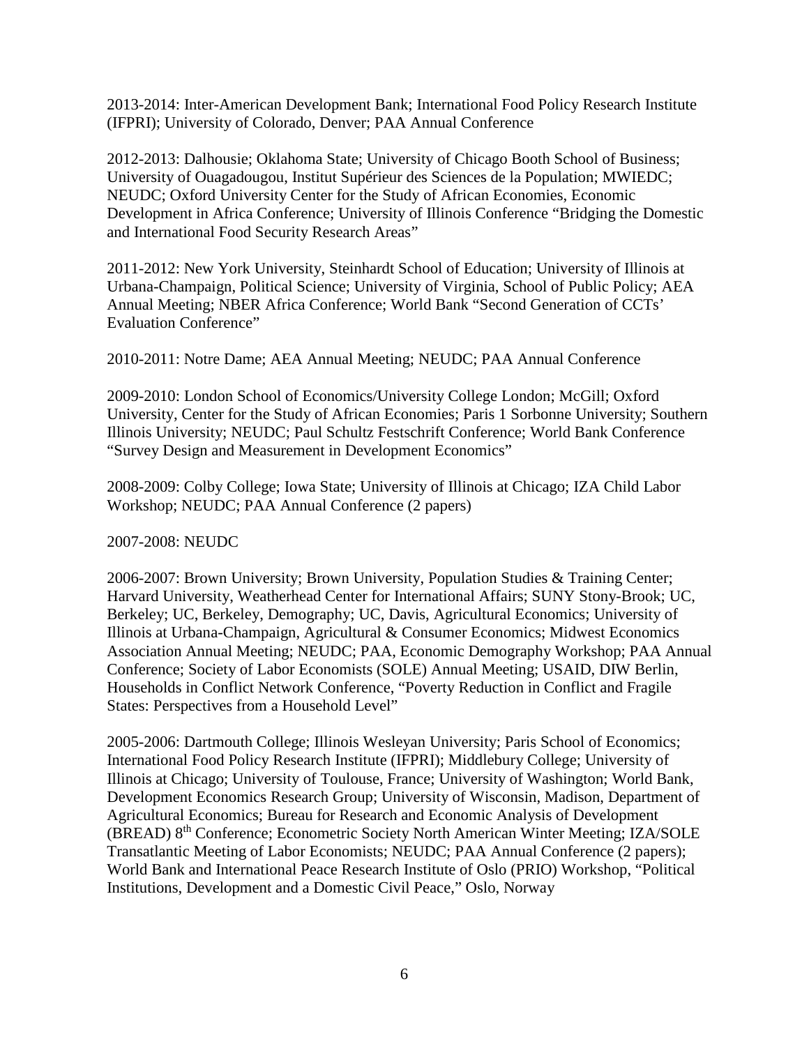2013-2014: Inter-American Development Bank; International Food Policy Research Institute (IFPRI); University of Colorado, Denver; PAA Annual Conference

2012-2013: Dalhousie; Oklahoma State; University of Chicago Booth School of Business; University of Ouagadougou, Institut Supérieur des Sciences de la Population; MWIEDC; NEUDC; Oxford University Center for the Study of African Economies, Economic Development in Africa Conference; University of Illinois Conference "Bridging the Domestic and International Food Security Research Areas"

2011-2012: New York University, Steinhardt School of Education; University of Illinois at Urbana-Champaign, Political Science; University of Virginia, School of Public Policy; AEA Annual Meeting; NBER Africa Conference; World Bank "Second Generation of CCTs' Evaluation Conference"

2010-2011: Notre Dame; AEA Annual Meeting; NEUDC; PAA Annual Conference

2009-2010: London School of Economics/University College London; McGill; Oxford University, Center for the Study of African Economies; Paris 1 Sorbonne University; Southern Illinois University; NEUDC; Paul Schultz Festschrift Conference; World Bank Conference "Survey Design and Measurement in Development Economics"

2008-2009: Colby College; Iowa State; University of Illinois at Chicago; IZA Child Labor Workshop; NEUDC; PAA Annual Conference (2 papers)

2007-2008: NEUDC

2006-2007: Brown University; Brown University, Population Studies & Training Center; Harvard University, Weatherhead Center for International Affairs; SUNY Stony-Brook; UC, Berkeley; UC, Berkeley, Demography; UC, Davis, Agricultural Economics; University of Illinois at Urbana-Champaign, Agricultural & Consumer Economics; Midwest Economics Association Annual Meeting; NEUDC; PAA, Economic Demography Workshop; PAA Annual Conference; Society of Labor Economists (SOLE) Annual Meeting; USAID, DIW Berlin, Households in Conflict Network Conference, "Poverty Reduction in Conflict and Fragile States: Perspectives from a Household Level"

2005-2006: Dartmouth College; Illinois Wesleyan University; Paris School of Economics; International Food Policy Research Institute (IFPRI); Middlebury College; University of Illinois at Chicago; University of Toulouse, France; University of Washington; World Bank, Development Economics Research Group; University of Wisconsin, Madison, Department of Agricultural Economics; Bureau for Research and Economic Analysis of Development (BREAD) 8th Conference; Econometric Society North American Winter Meeting; IZA/SOLE Transatlantic Meeting of Labor Economists; NEUDC; PAA Annual Conference (2 papers); World Bank and International Peace Research Institute of Oslo (PRIO) Workshop, "Political Institutions, Development and a Domestic Civil Peace," Oslo, Norway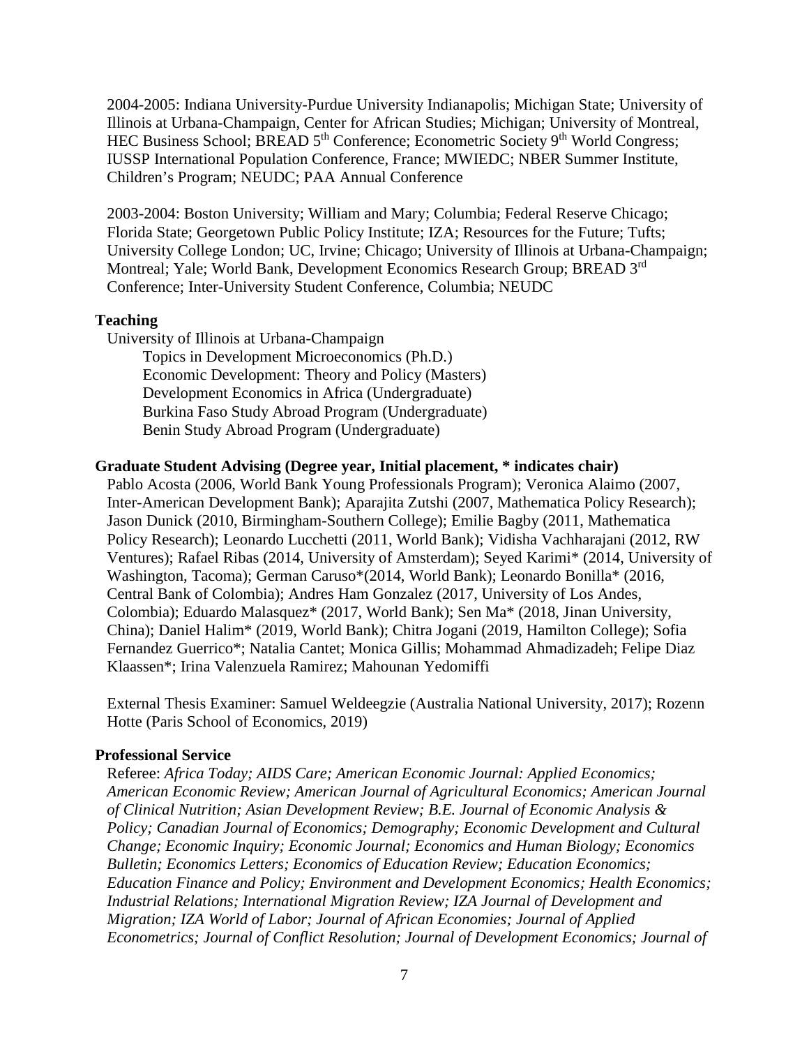2004-2005: Indiana University-Purdue University Indianapolis; Michigan State; University of Illinois at Urbana-Champaign, Center for African Studies; Michigan; University of Montreal, HEC Business School; BREAD 5th Conference; Econometric Society 9th World Congress; IUSSP International Population Conference, France; MWIEDC; NBER Summer Institute, Children's Program; NEUDC; PAA Annual Conference

2003-2004: Boston University; William and Mary; Columbia; Federal Reserve Chicago; Florida State; Georgetown Public Policy Institute; IZA; Resources for the Future; Tufts; University College London; UC, Irvine; Chicago; University of Illinois at Urbana-Champaign; Montreal; Yale; World Bank, Development Economics Research Group; BREAD 3rd Conference; Inter-University Student Conference, Columbia; NEUDC

**Teaching**

University of Illinois at Urbana-Champaign

- Topics in Development Microeconomics (Ph.D.)
- Economic Development: Theory and Policy (Masters)
- Development Economics in Africa (Undergraduate)
- Burkina Faso Study Abroad Program (Undergraduate)
- Benin Study Abroad Program (Undergraduate)

**Graduate Student Advising (Degree year, Initial placement, * indicates chair)**

Pablo Acosta (2006, World Bank Young Professionals Program); Veronica Alaimo (2007, Inter-American Development Bank); Aparajita Zutshi (2007, Mathematica Policy Research); Jason Dunick (2010, Birmingham-Southern College); Emilie Bagby (2011, Mathematica Policy Research); Leonardo Lucchetti (2011, World Bank); Vidisha Vachharajani (2012, RW Ventures); Rafael Ribas (2014, University of Amsterdam); Seyed Karimi* (2014, University of Washington, Tacoma); German Caruso*(2014, World Bank); Leonardo Bonilla* (2016, Central Bank of Colombia); Andres Ham Gonzalez (2017, University of Los Andes, Colombia); Eduardo Malasquez* (2017, World Bank); Sen Ma* (2018, Jinan University, China); Daniel Halim* (2019, World Bank); Chitra Jogani (2019, Hamilton College); Sofia Fernandez Guerrico*; Natalia Cantet; Monica Gillis; Mohammad Ahmadizadeh; Felipe Diaz Klaassen*; Irina Valenzuela Ramirez; Mahounan Yedomiffi

External Thesis Examiner: Samuel Weldeegzie (Australia National University, 2017); Rozenn Hotte (Paris School of Economics, 2019)

**Professional Service**

Referee: *Africa Today; AIDS Care; American Economic Journal: Applied Economics; American Economic Review; American Journal of Agricultural Economics; American Journal of Clinical Nutrition; Asian Development Review; B.E. Journal of Economic Analysis & Policy; Canadian Journal of Economics; Demography; Economic Development and Cultural Change; Economic Inquiry; Economic Journal; Economics and Human Biology; Economics Bulletin; Economics Letters; Economics of Education Review; Education Economics; Education Finance and Policy; Environment and Development Economics; Health Economics; Industrial Relations; International Migration Review; IZA Journal of Development and Migration; IZA World of Labor; Journal of African Economies; Journal of Applied Econometrics; Journal of Conflict Resolution; Journal of Development Economics; Journal of*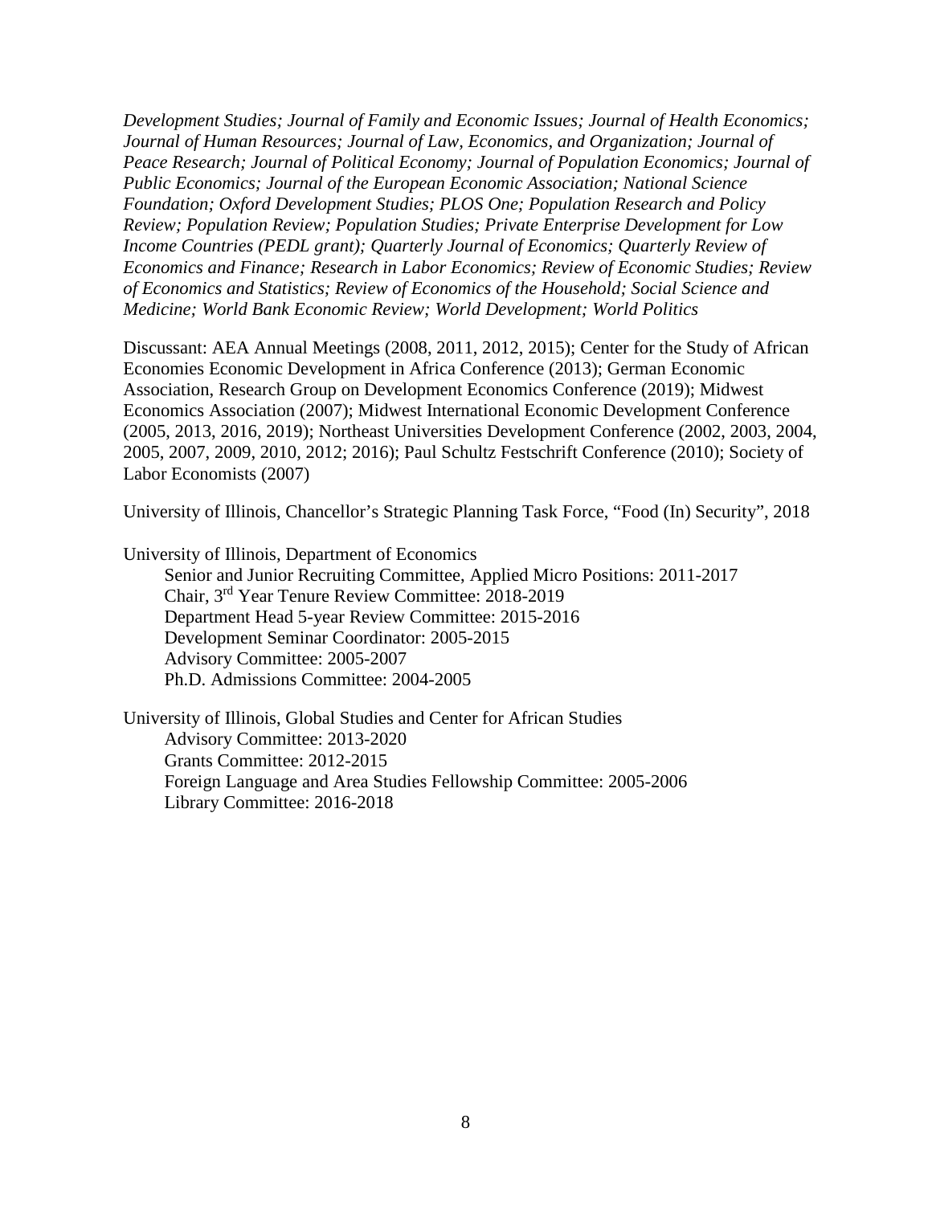*Development Studies; Journal of Family and Economic Issues; Journal of Health Economics; Journal of Human Resources; Journal of Law, Economics, and Organization; Journal of Peace Research; Journal of Political Economy; Journal of Population Economics; Journal of Public Economics; Journal of the European Economic Association; National Science Foundation; Oxford Development Studies; PLOS One; Population Research and Policy Review; Population Review; Population Studies; Private Enterprise Development for Low Income Countries (PEDL grant); Quarterly Journal of Economics; Quarterly Review of Economics and Finance; Research in Labor Economics; Review of Economic Studies; Review of Economics and Statistics; Review of Economics of the Household; Social Science and Medicine; World Bank Economic Review; World Development; World Politics*

Discussant: AEA Annual Meetings (2008, 2011, 2012, 2015); Center for the Study of African Economies Economic Development in Africa Conference (2013); German Economic Association, Research Group on Development Economics Conference (2019); Midwest Economics Association (2007); Midwest International Economic Development Conference (2005, 2013, 2016, 2019); Northeast Universities Development Conference (2002, 2003, 2004, 2005, 2007, 2009, 2010, 2012; 2016); Paul Schultz Festschrift Conference (2010); Society of Labor Economists (2007)

University of Illinois, Chancellor's Strategic Planning Task Force, "Food (In) Security", 2018

University of Illinois, Department of Economics

- Senior and Junior Recruiting Committee, Applied Micro Positions: 2011-2017
- Chair, 3rd Year Tenure Review Committee: 2018-2019
- Department Head 5-year Review Committee: 2015-2016
- Development Seminar Coordinator: 2005-2015
- Advisory Committee: 2005-2007
- Ph.D. Admissions Committee: 2004-2005

University of Illinois, Global Studies and Center for African Studies

- Advisory Committee: 2013-2020
- Grants Committee: 2012-2015
- Foreign Language and Area Studies Fellowship Committee: 2005-2006
- Library Committee: 2016-2018